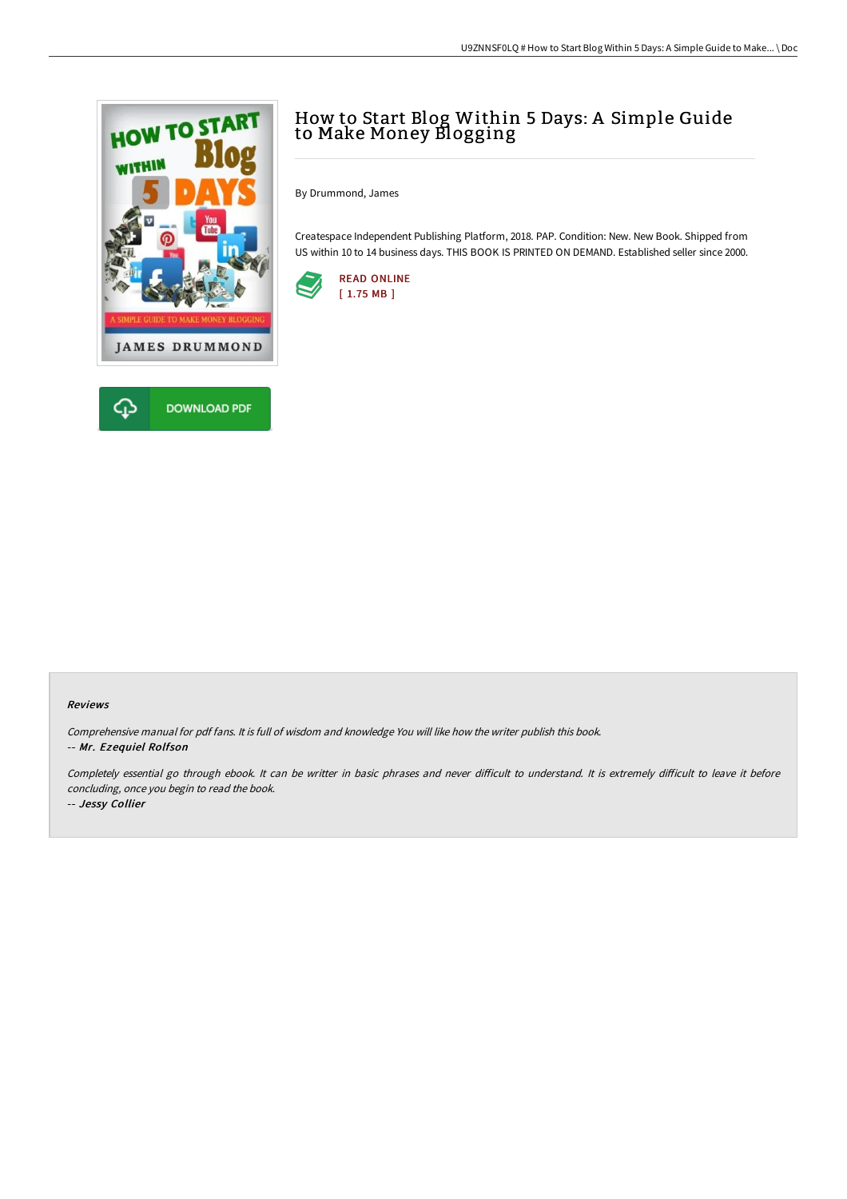# How to Start Blog Within 5 Days: A Simple Guide to Make Money Blogging

By Drummond, James

Createspace Independent Publishing Platform, 2018. PAP. Condition: New. New Book. Shipped from US within 10 to 14 business days. THIS BOOK IS PRINTED ON DEMAND. Established seller since 2000.

READ ONLINE
[ 1.75 MB ]

DOWNLOAD PDF

### Reviews

*Comprehensive manual for pdf fans. It is full of wisdom and knowledge You will like how the writer publish this book.*

*-- Mr. Ezequiel Rolfson*

*Completely essential go through ebook. It can be writter in basic phrases and never difficult to understand. It is extremely difficult to leave it before concluding, once you begin to read the book.*

*-- Jessy Collier*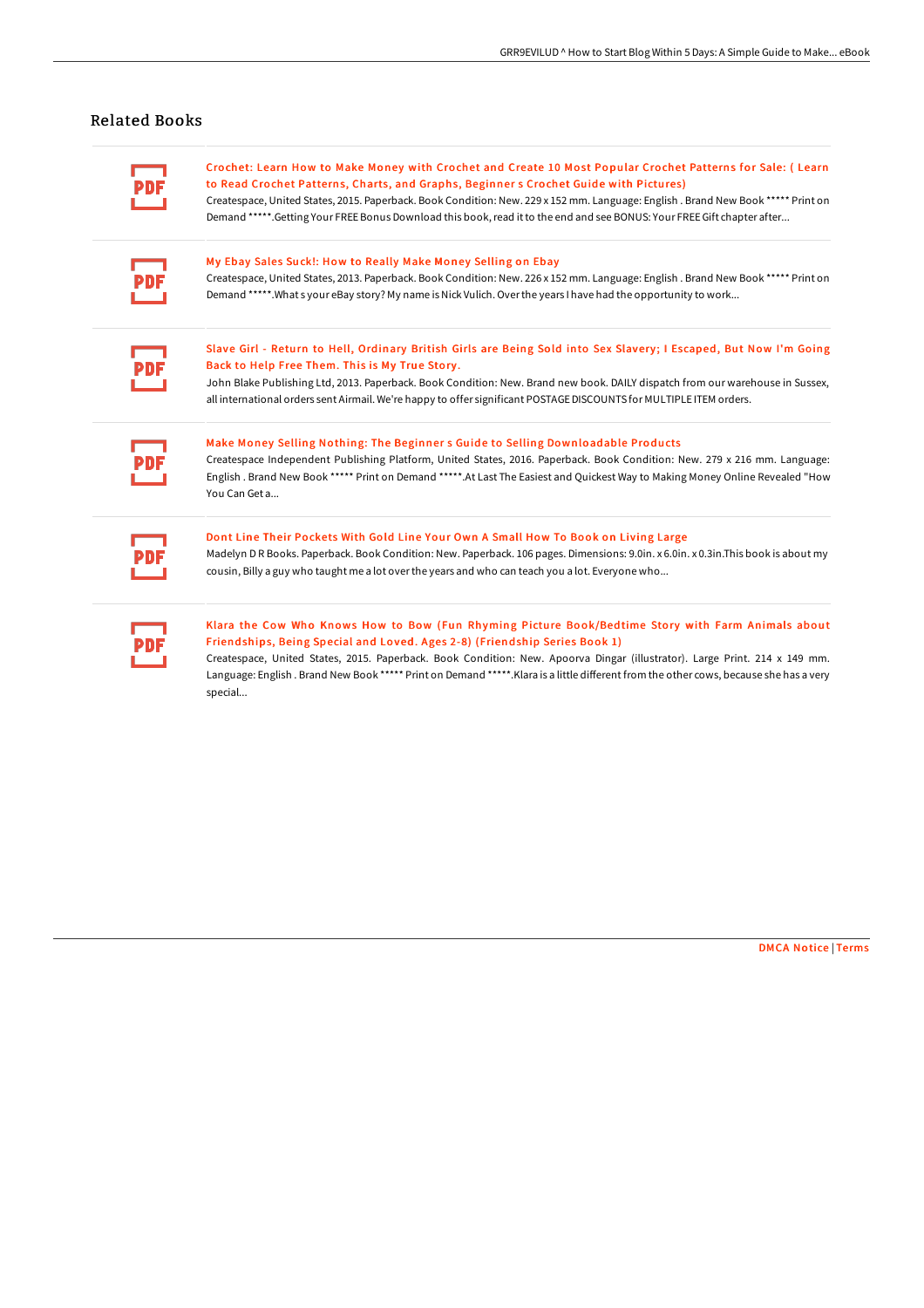## Related Books

**Crochet: Learn How to Make Money with Crochet and Create 10 Most Popular Crochet Patterns for Sale: ( Learn to Read Crochet Patterns, Charts, and Graphs, Beginner s Crochet Guide with Pictures)**
Createspace, United States, 2015. Paperback. Book Condition: New. 229 x 152 mm. Language: English . Brand New Book ***** Print on Demand *****.Getting Your FREE Bonus Download this book, read it to the end and see BONUS: Your FREE Gift chapter after...

**My Ebay Sales Suck!: How to Really Make Money Selling on Ebay**
Createspace, United States, 2013. Paperback. Book Condition: New. 226 x 152 mm. Language: English . Brand New Book ***** Print on Demand *****.What s your eBay story? My name is Nick Vulich. Over the years I have had the opportunity to work...

**Slave Girl - Return to Hell, Ordinary British Girls are Being Sold into Sex Slavery; I Escaped, But Now I'm Going Back to Help Free Them. This is My True Story.**
John Blake Publishing Ltd, 2013. Paperback. Book Condition: New. Brand new book. DAILY dispatch from our warehouse in Sussex, all international orders sent Airmail. We're happy to offer significant POSTAGE DISCOUNTS for MULTIPLE ITEM orders.

**Make Money Selling Nothing: The Beginner s Guide to Selling Downloadable Products**
Createspace Independent Publishing Platform, United States, 2016. Paperback. Book Condition: New. 279 x 216 mm. Language: English . Brand New Book ***** Print on Demand *****.At Last The Easiest and Quickest Way to Making Money Online Revealed "How You Can Get a...

**Dont Line Their Pockets With Gold Line Your Own A Small How To Book on Living Large**
Madelyn D R Books. Paperback. Book Condition: New. Paperback. 106 pages. Dimensions: 9.0in. x 6.0in. x 0.3in.This book is about my cousin, Billy a guy who taught me a lot over the years and who can teach you a lot. Everyone who...

**Klara the Cow Who Knows How to Bow (Fun Rhyming Picture Book/Bedtime Story with Farm Animals about Friendships, Being Special and Loved. Ages 2-8) (Friendship Series Book 1)**
Createspace, United States, 2015. Paperback. Book Condition: New. Apoorva Dingar (illustrator). Large Print. 214 x 149 mm. Language: English . Brand New Book ***** Print on Demand *****.Klara is a little different from the other cows, because she has a very special...

DMCA Notice | Terms